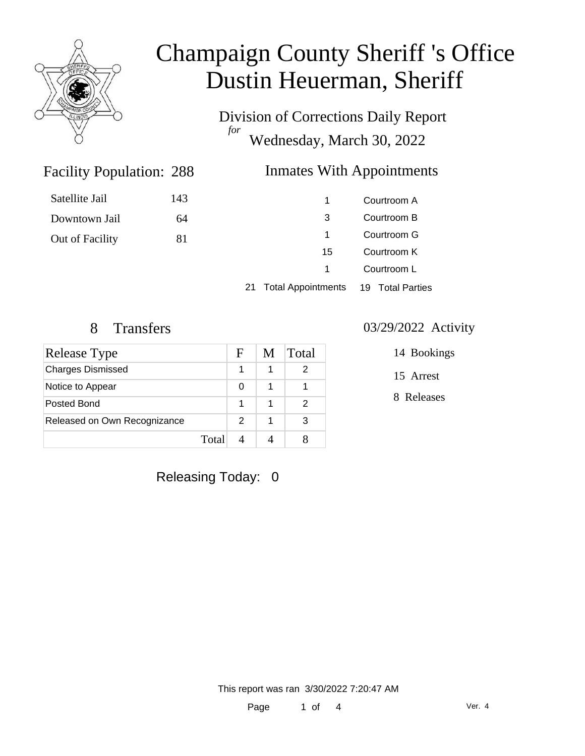# Champaign County Sheriff 's Office
# Dustin Heuerman, Sheriff

## Division of Corrections Daily Report
*for*
## Wednesday, March 30, 2022

### Facility Population: 288

| | |
|---|---|
| Satellite Jail | 143 |
| Downtown Jail | 64 |
| Out of Facility | 81 |

### Inmates With Appointments

| | |
|---|---|
| 1 | Courtroom A |
| 3 | Courtroom B |
| 1 | Courtroom G |
| 15 | Courtroom K |
| 1 | Courtroom L |
| 21 Total Appointments | 19 Total Parties |

### 8 Transfers

| Release Type | F | M | Total |
|---|---|---|---|
| Charges Dismissed | 1 | 1 | 2 |
| Notice to Appear | 0 | 1 | 1 |
| Posted Bond | 1 | 1 | 2 |
| Released on Own Recognizance | 2 | 1 | 3 |
| Total | 4 | 4 | 8 |

### 03/29/2022 Activity

14 Bookings

15 Arrest

8 Releases

Releasing Today: 0

This report was ran 3/30/2022 7:20:47 AM

Ver. 4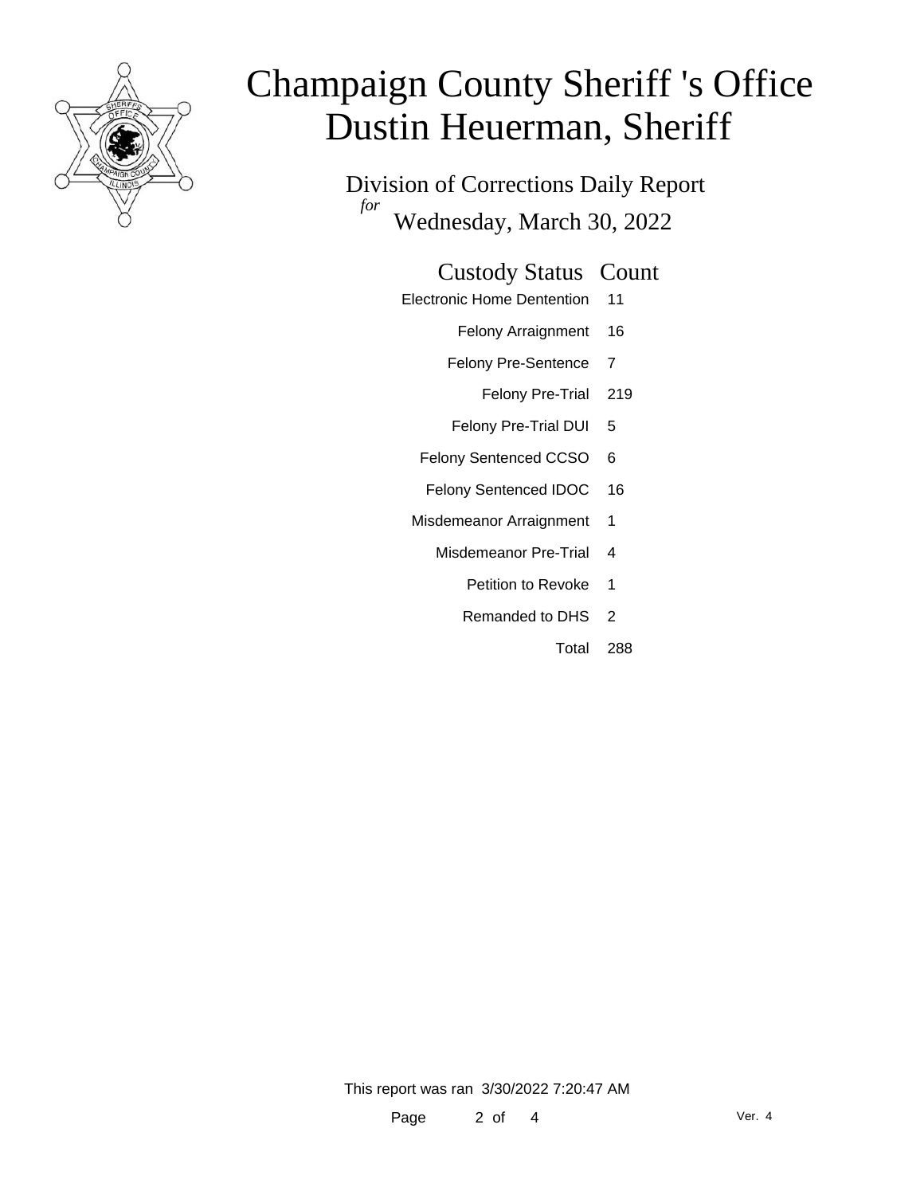# Champaign County Sheriff 's Office
# Dustin Heuerman, Sheriff

## Division of Corrections Daily Report

*for* Wednesday, March 30, 2022

| Custody Status | Count |
| --- | --- |
| Electronic Home Dentention | 11 |
| Felony Arraignment | 16 |
| Felony Pre-Sentence | 7 |
| Felony Pre-Trial | 219 |
| Felony Pre-Trial DUI | 5 |
| Felony Sentenced CCSO | 6 |
| Felony Sentenced IDOC | 16 |
| Misdemeanor Arraignment | 1 |
| Misdemeanor Pre-Trial | 4 |
| Petition to Revoke | 1 |
| Remanded to DHS | 2 |
| Total | 288 |

This report was ran 3/30/2022 7:20:47 AM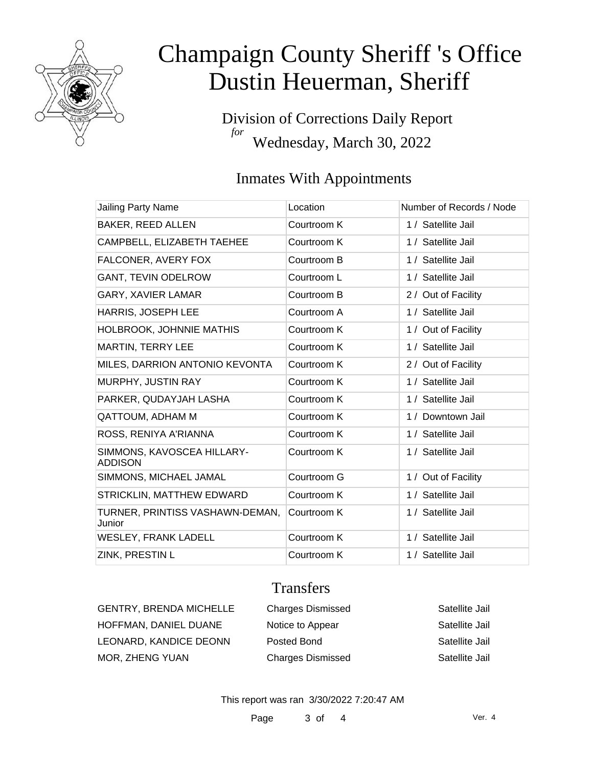# Champaign County Sheriff 's Office
# Dustin Heuerman, Sheriff

Division of Corrections Daily Report
*for*
Wednesday, March 30, 2022

## Inmates With Appointments

| Jailing Party Name | Location | Number of Records / Node |
|---|---|---|
| BAKER, REED ALLEN | Courtroom K | 1 / Satellite Jail |
| CAMPBELL, ELIZABETH TAEHEE | Courtroom K | 1 / Satellite Jail |
| FALCONER, AVERY FOX | Courtroom B | 1 / Satellite Jail |
| GANT, TEVIN ODELROW | Courtroom L | 1 / Satellite Jail |
| GARY, XAVIER LAMAR | Courtroom B | 2 / Out of Facility |
| HARRIS, JOSEPH LEE | Courtroom A | 1 / Satellite Jail |
| HOLBROOK, JOHNNIE MATHIS | Courtroom K | 1 / Out of Facility |
| MARTIN, TERRY LEE | Courtroom K | 1 / Satellite Jail |
| MILES, DARRION ANTONIO KEVONTA | Courtroom K | 2 / Out of Facility |
| MURPHY, JUSTIN RAY | Courtroom K | 1 / Satellite Jail |
| PARKER, QUDAYJAH LASHA | Courtroom K | 1 / Satellite Jail |
| QATTOUM, ADHAM M | Courtroom K | 1 / Downtown Jail |
| ROSS, RENIYA A'RIANNA | Courtroom K | 1 / Satellite Jail |
| SIMMONS, KAVOSCEA HILLARY-ADDISON | Courtroom K | 1 / Satellite Jail |
| SIMMONS, MICHAEL JAMAL | Courtroom G | 1 / Out of Facility |
| STRICKLIN, MATTHEW EDWARD | Courtroom K | 1 / Satellite Jail |
| TURNER, PRINTISS VASHAWN-DEMAN, Junior | Courtroom K | 1 / Satellite Jail |
| WESLEY, FRANK LADELL | Courtroom K | 1 / Satellite Jail |
| ZINK, PRESTIN L | Courtroom K | 1 / Satellite Jail |

## Transfers

| | | |
|---|---|---|
| GENTRY, BRENDA MICHELLE | Charges Dismissed | Satellite Jail |
| HOFFMAN, DANIEL DUANE | Notice to Appear | Satellite Jail |
| LEONARD, KANDICE DEONN | Posted Bond | Satellite Jail |
| MOR, ZHENG YUAN | Charges Dismissed | Satellite Jail |

This report was ran 3/30/2022 7:20:47 AM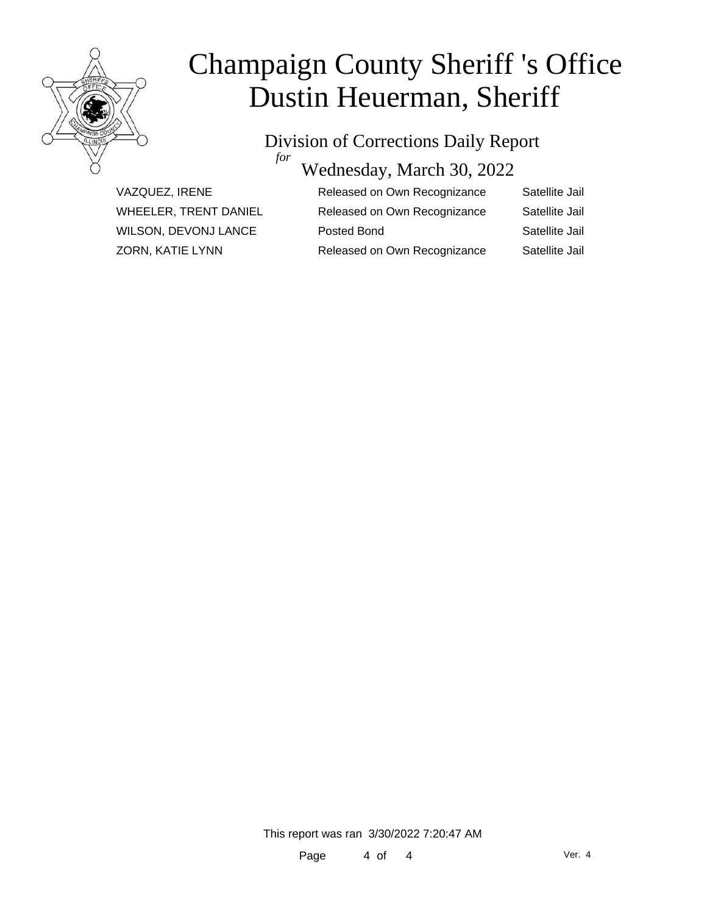# Champaign County Sheriff 's Office
# Dustin Heuerman, Sheriff

## Division of Corrections Daily Report

*for*

## Wednesday, March 30, 2022

| | | |
|---|---|---|
| VAZQUEZ, IRENE | Released on Own Recognizance | Satellite Jail |
| WHEELER, TRENT DANIEL | Released on Own Recognizance | Satellite Jail |
| WILSON, DEVONJ LANCE | Posted Bond | Satellite Jail |
| ZORN, KATIE LYNN | Released on Own Recognizance | Satellite Jail |

This report was ran 3/30/2022 7:20:47 AM

Ver. 4